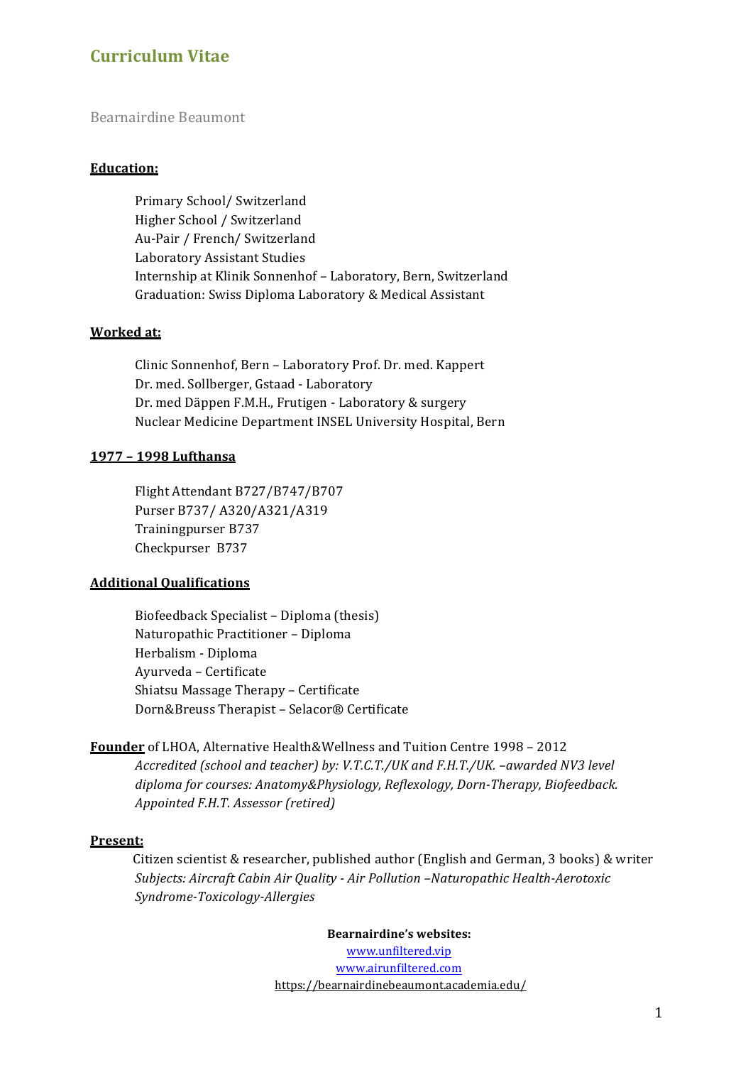# Curriculum Vitae

Bearnairdine Beaumont

**Education:**

Primary School/ Switzerland
Higher School / Switzerland
Au-Pair / French/ Switzerland
Laboratory Assistant Studies
Internship at Klinik Sonnenhof – Laboratory, Bern, Switzerland
Graduation: Swiss Diploma Laboratory & Medical Assistant

**Worked at:**

Clinic Sonnenhof, Bern – Laboratory Prof. Dr. med. Kappert
Dr. med. Sollberger, Gstaad - Laboratory
Dr. med Däppen F.M.H., Frutigen - Laboratory & surgery
Nuclear Medicine Department INSEL University Hospital, Bern

**1977 – 1998 Lufthansa**

Flight Attendant B727/B747/B707
Purser B737/ A320/A321/A319
Trainingpurser B737
Checkpurser B737

**Additional Qualifications**

Biofeedback Specialist – Diploma (thesis)
Naturopathic Practitioner – Diploma
Herbalism - Diploma
Ayurveda – Certificate
Shiatsu Massage Therapy – Certificate
Dorn&Breuss Therapist – Selacor® Certificate

**Founder** of LHOA, Alternative Health&Wellness and Tuition Centre 1998 – 2012
*Accredited (school and teacher) by: V.T.C.T./UK and F.H.T./UK. –awarded NV3 level diploma for courses: Anatomy&Physiology, Reflexology, Dorn-Therapy, Biofeedback. Appointed F.H.T. Assessor (retired)*

**Present:**

Citizen scientist & researcher, published author (English and German, 3 books) & writer
*Subjects: Aircraft Cabin Air Quality - Air Pollution –Naturopathic Health-Aerotoxic Syndrome-Toxicology-Allergies*

**Bearnairdine's websites:**
www.unfiltered.vip
www.airunfiltered.com
https://bearnairdinebeaumont.academia.edu/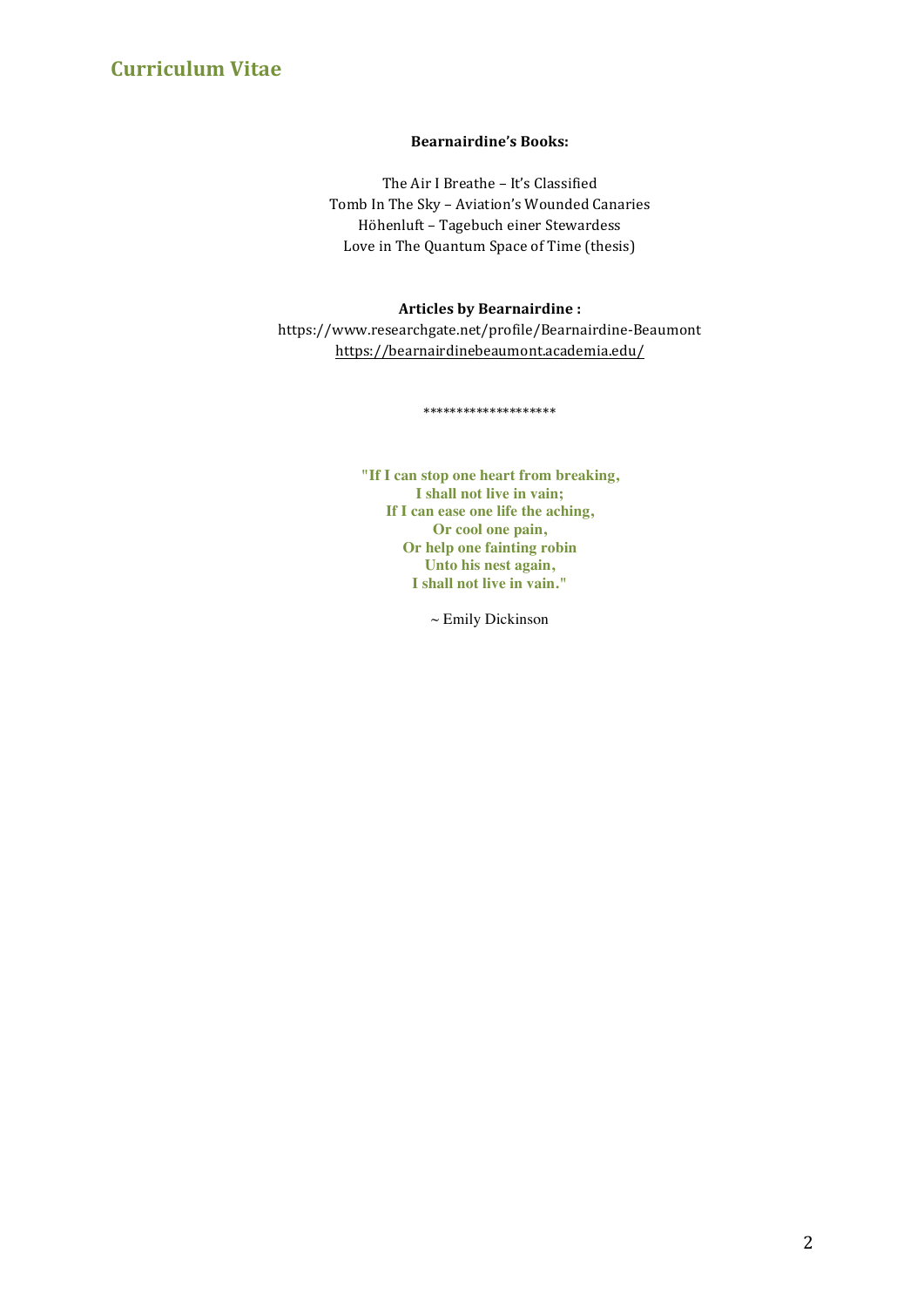## Curriculum Vitae

**Bearnairdine's Books:**

The Air I Breathe – It's Classified
Tomb In The Sky – Aviation's Wounded Canaries
Höhenluft – Tagebuch einer Stewardess
Love in The Quantum Space of Time (thesis)

**Articles by Bearnairdine :**

https://www.researchgate.net/profile/Bearnairdine-Beaumont
https://bearnairdinebeaumont.academia.edu/

*******************

**"If I can stop one heart from breaking,
I shall not live in vain;
If I can ease one life the aching,
Or cool one pain,
Or help one fainting robin
Unto his nest again,
I shall not live in vain."**

~ Emily Dickinson